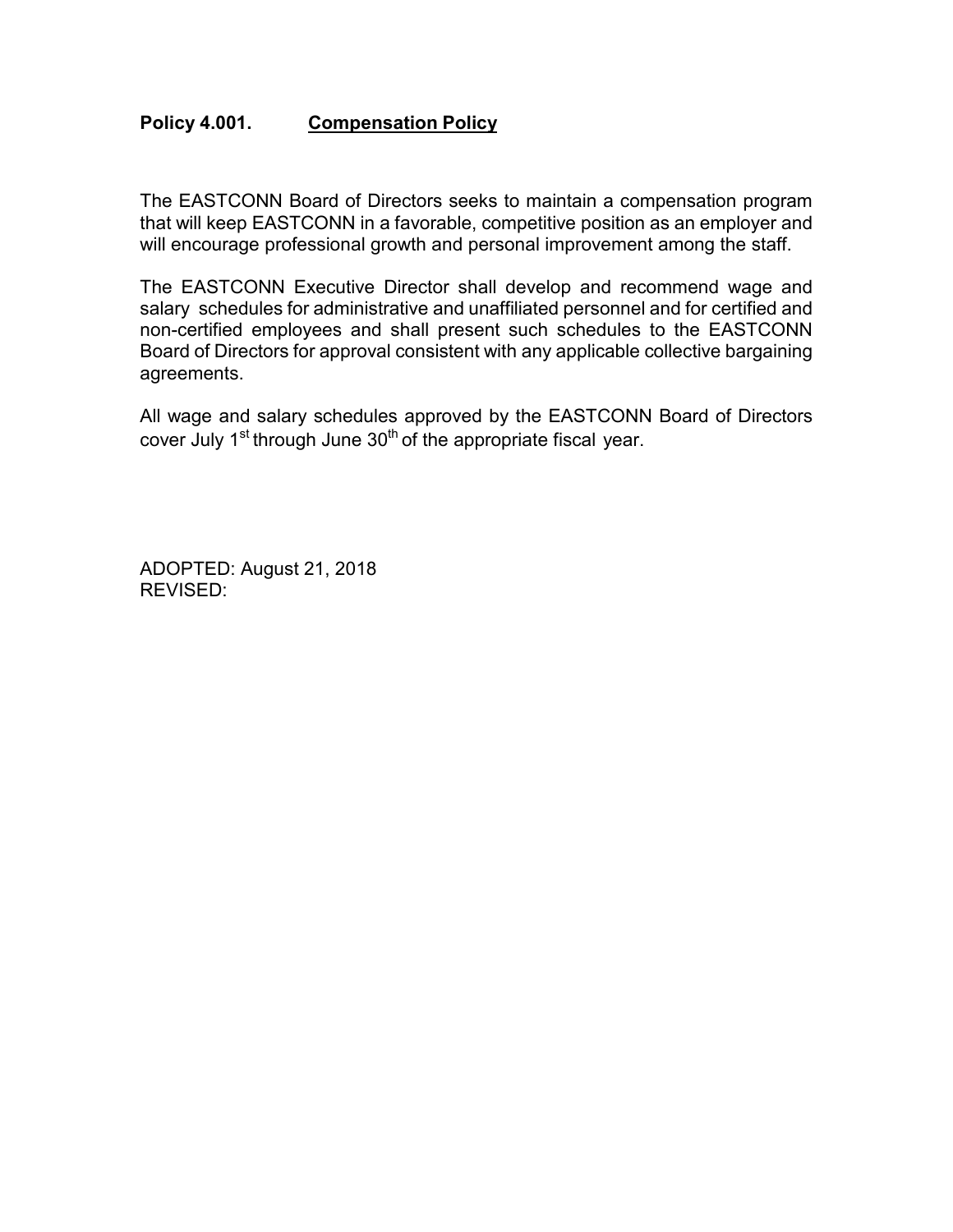## Policy 4.001. Compensation Policy

The EASTCONN Board of Directors seeks to maintain a compensation program that will keep EASTCONN in a favorable, competitive position as an employer and will encourage professional growth and personal improvement among the staff.

The EASTCONN Executive Director shall develop and recommend wage and salary schedules for administrative and unaffiliated personnel and for certified and non-certified employees and shall present such schedules to the EASTCONN Board of Directors for approval consistent with any applicable collective bargaining agreements.

All wage and salary schedules approved by the EASTCONN Board of Directors cover July 1st through June 30th of the appropriate fiscal year.

ADOPTED: August 21, 2018
REVISED: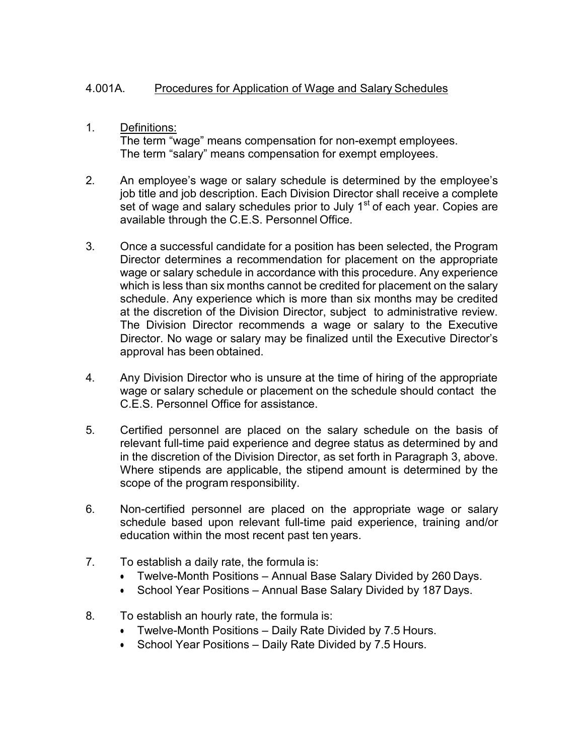## 4.001A. Procedures for Application of Wage and Salary Schedules

1. Definitions:
   The term "wage" means compensation for non-exempt employees.
   The term "salary" means compensation for exempt employees.

2. An employee's wage or salary schedule is determined by the employee's job title and job description. Each Division Director shall receive a complete set of wage and salary schedules prior to July 1st of each year. Copies are available through the C.E.S. Personnel Office.

3. Once a successful candidate for a position has been selected, the Program Director determines a recommendation for placement on the appropriate wage or salary schedule in accordance with this procedure. Any experience which is less than six months cannot be credited for placement on the salary schedule. Any experience which is more than six months may be credited at the discretion of the Division Director, subject to administrative review. The Division Director recommends a wage or salary to the Executive Director. No wage or salary may be finalized until the Executive Director's approval has been obtained.

4. Any Division Director who is unsure at the time of hiring of the appropriate wage or salary schedule or placement on the schedule should contact the C.E.S. Personnel Office for assistance.

5. Certified personnel are placed on the salary schedule on the basis of relevant full-time paid experience and degree status as determined by and in the discretion of the Division Director, as set forth in Paragraph 3, above. Where stipends are applicable, the stipend amount is determined by the scope of the program responsibility.

6. Non-certified personnel are placed on the appropriate wage or salary schedule based upon relevant full-time paid experience, training and/or education within the most recent past ten years.

7. To establish a daily rate, the formula is:
   - Twelve-Month Positions – Annual Base Salary Divided by 260 Days.
   - School Year Positions – Annual Base Salary Divided by 187 Days.

8. To establish an hourly rate, the formula is:
   - Twelve-Month Positions – Daily Rate Divided by 7.5 Hours.
   - School Year Positions – Daily Rate Divided by 7.5 Hours.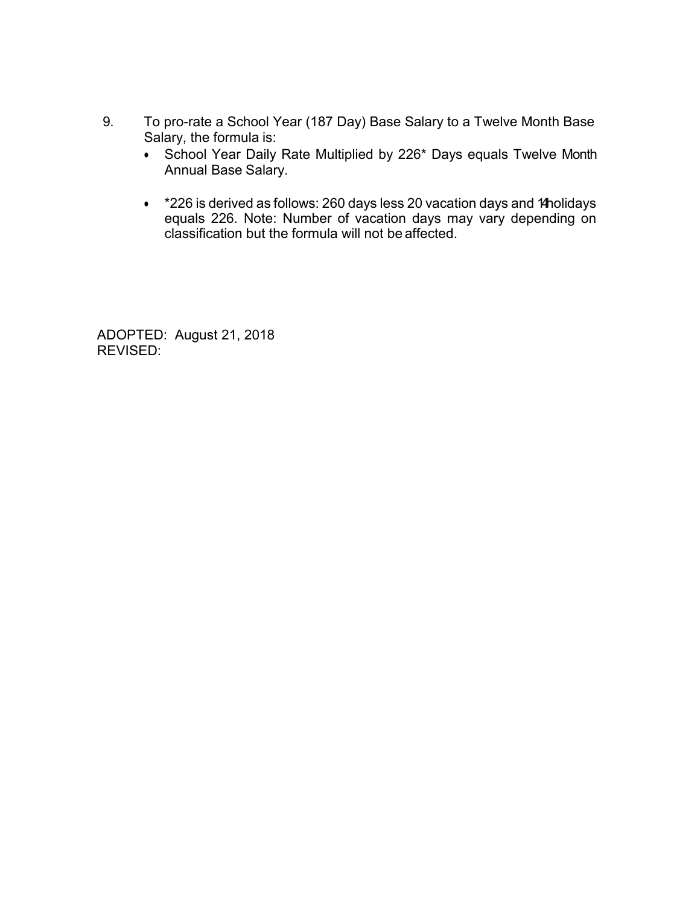9. To pro-rate a School Year (187 Day) Base Salary to a Twelve Month Base Salary, the formula is:
    - School Year Daily Rate Multiplied by 226* Days equals Twelve Month Annual Base Salary.
    - *226 is derived as follows: 260 days less 20 vacation days and 14 holidays equals 226. Note: Number of vacation days may vary depending on classification but the formula will not be affected.

ADOPTED: August 21, 2018
REVISED: